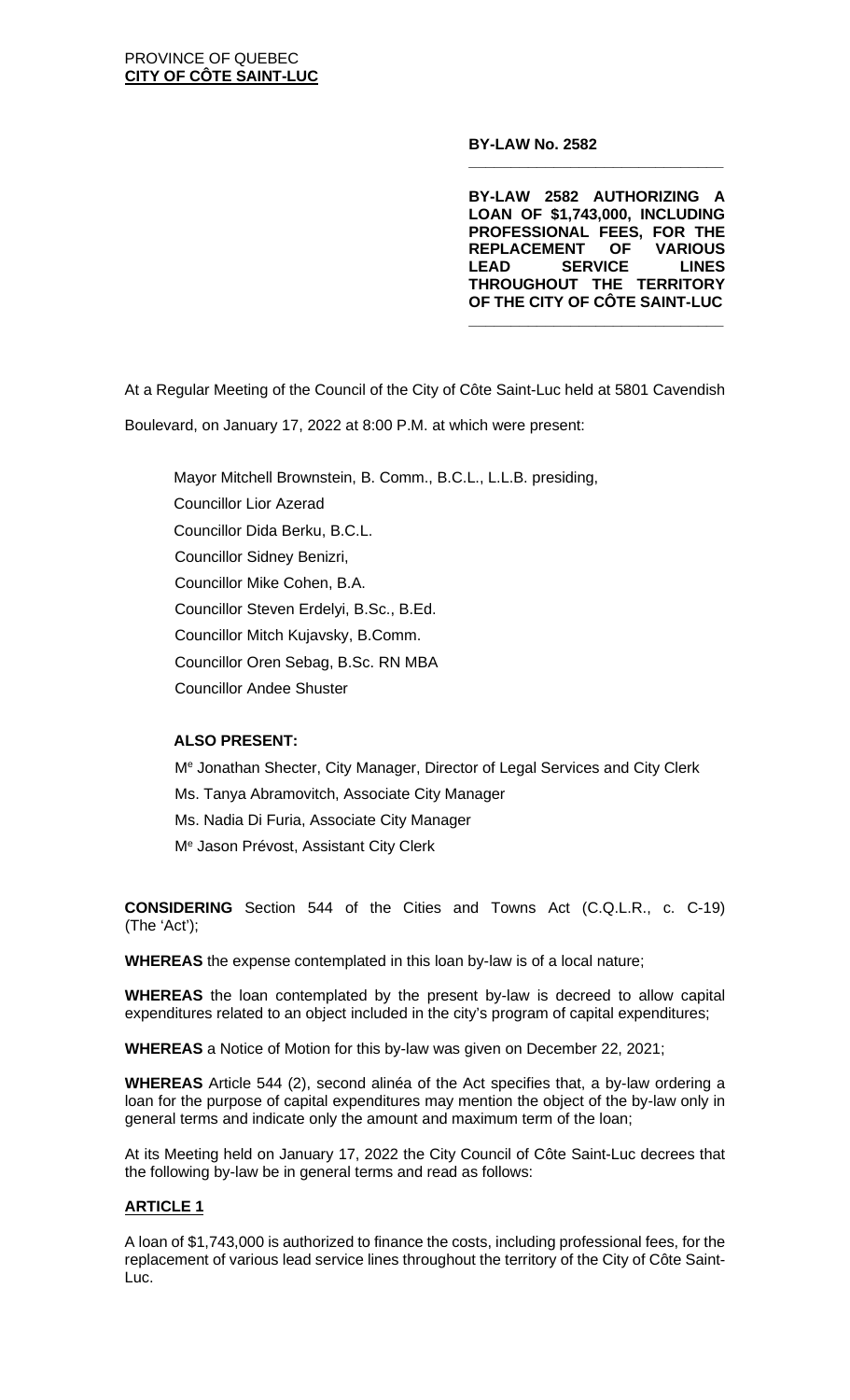PROVINCE OF QUEBEC
**CITY OF CÔTE SAINT-LUC**

**BY-LAW No. 2582**

---

**BY-LAW 2582 AUTHORIZING A LOAN OF $1,743,000, INCLUDING PROFESSIONAL FEES, FOR THE REPLACEMENT OF VARIOUS LEAD SERVICE LINES THROUGHOUT THE TERRITORY OF THE CITY OF CÔTE SAINT-LUC**

---

At a Regular Meeting of the Council of the City of Côte Saint-Luc held at 5801 Cavendish Boulevard, on January 17, 2022 at 8:00 P.M. at which were present:

Mayor Mitchell Brownstein, B. Comm., B.C.L., L.L.B. presiding,
Councillor Lior Azerad
Councillor Dida Berku, B.C.L.
Councillor Sidney Benizri,
Councillor Mike Cohen, B.A.
Councillor Steven Erdelyi, B.Sc., B.Ed.
Councillor Mitch Kujavsky, B.Comm.
Councillor Oren Sebag, B.Sc. RN MBA
Councillor Andee Shuster

**ALSO PRESENT:**

Me Jonathan Shecter, City Manager, Director of Legal Services and City Clerk
Ms. Tanya Abramovitch, Associate City Manager
Ms. Nadia Di Furia, Associate City Manager
Me Jason Prévost, Assistant City Clerk

**CONSIDERING** Section 544 of the Cities and Towns Act (C.Q.L.R., c. C-19) (The 'Act');

**WHEREAS** the expense contemplated in this loan by-law is of a local nature;

**WHEREAS** the loan contemplated by the present by-law is decreed to allow capital expenditures related to an object included in the city's program of capital expenditures;

**WHEREAS** a Notice of Motion for this by-law was given on December 22, 2021;

**WHEREAS** Article 544 (2), second alinéa of the Act specifies that, a by-law ordering a loan for the purpose of capital expenditures may mention the object of the by-law only in general terms and indicate only the amount and maximum term of the loan;

At its Meeting held on January 17, 2022 the City Council of Côte Saint-Luc decrees that the following by-law be in general terms and read as follows:

## ARTICLE 1

A loan of $1,743,000 is authorized to finance the costs, including professional fees, for the replacement of various lead service lines throughout the territory of the City of Côte Saint-Luc.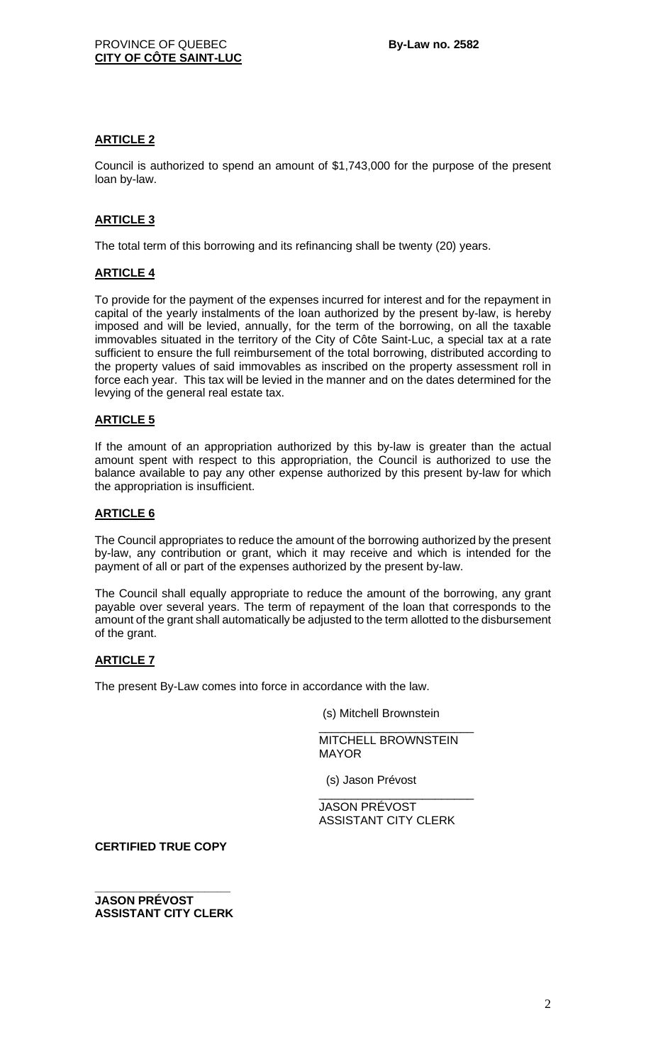## ARTICLE 2

Council is authorized to spend an amount of $1,743,000 for the purpose of the present loan by-law.

## ARTICLE 3

The total term of this borrowing and its refinancing shall be twenty (20) years.

## ARTICLE 4

To provide for the payment of the expenses incurred for interest and for the repayment in capital of the yearly instalments of the loan authorized by the present by-law, is hereby imposed and will be levied, annually, for the term of the borrowing, on all the taxable immovables situated in the territory of the City of Côte Saint-Luc, a special tax at a rate sufficient to ensure the full reimbursement of the total borrowing, distributed according to the property values of said immovables as inscribed on the property assessment roll in force each year. This tax will be levied in the manner and on the dates determined for the levying of the general real estate tax.

## ARTICLE 5

If the amount of an appropriation authorized by this by-law is greater than the actual amount spent with respect to this appropriation, the Council is authorized to use the balance available to pay any other expense authorized by this present by-law for which the appropriation is insufficient.

## ARTICLE 6

The Council appropriates to reduce the amount of the borrowing authorized by the present by-law, any contribution or grant, which it may receive and which is intended for the payment of all or part of the expenses authorized by the present by-law.

The Council shall equally appropriate to reduce the amount of the borrowing, any grant payable over several years. The term of repayment of the loan that corresponds to the amount of the grant shall automatically be adjusted to the term allotted to the disbursement of the grant.

## ARTICLE 7

The present By-Law comes into force in accordance with the law.

(s) Mitchell Brownstein
________________________
MITCHELL BROWNSTEIN
MAYOR

(s) Jason Prévost
________________________
JASON PRÉVOST
ASSISTANT CITY CLERK

**CERTIFIED TRUE COPY**

**____________________**
**JASON PRÉVOST**
**ASSISTANT CITY CLERK**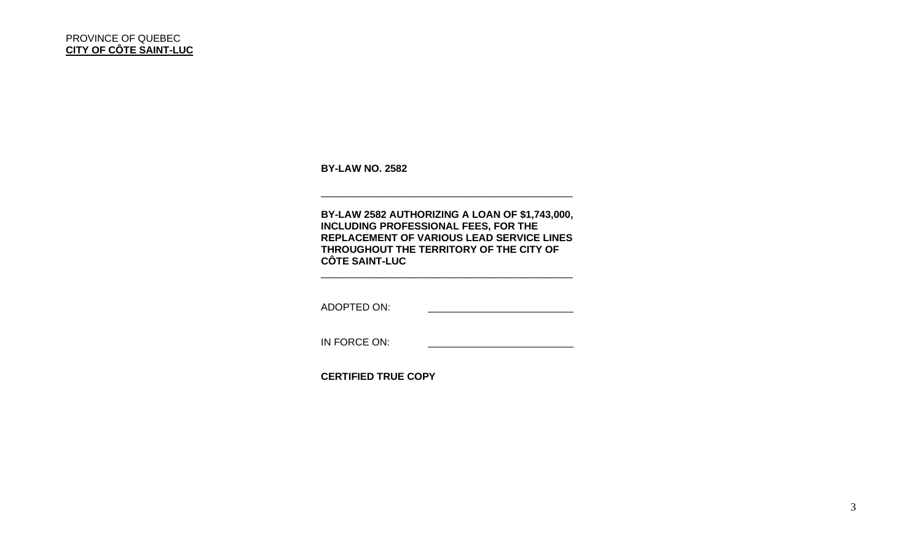PROVINCE OF QUEBEC
**CITY OF CÔTE SAINT-LUC**

**BY-LAW NO. 2582**

---

**BY-LAW 2582 AUTHORIZING A LOAN OF $1,743,000, INCLUDING PROFESSIONAL FEES, FOR THE REPLACEMENT OF VARIOUS LEAD SERVICE LINES THROUGHOUT THE TERRITORY OF THE CITY OF CÔTE SAINT-LUC**

---

ADOPTED ON: ____________________

IN FORCE ON: ____________________

**CERTIFIED TRUE COPY**